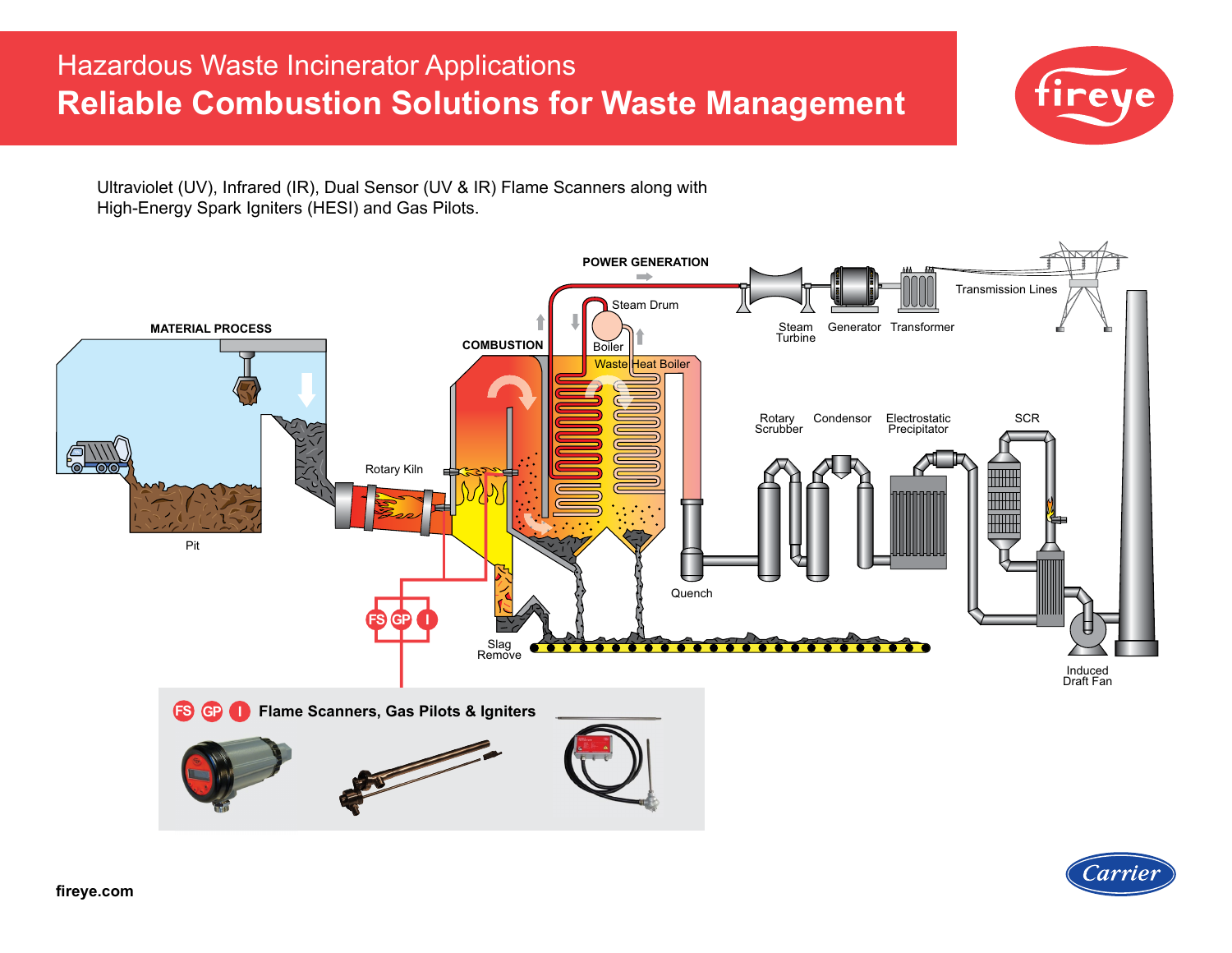# Hazardous Waste Incinerator Applications

## Reliable Combustion Solutions for Waste Management

Ultraviolet (UV), Infrared (IR), Dual Sensor (UV & IR) Flame Scanners along with High-Energy Spark Igniters (HESI) and Gas Pilots.

MATERIAL PROCESS

Pit

Rotary Kiln

COMBUSTION

Steam Drum

Boiler

Waste Heat Boiler

POWER GENERATION

Steam Turbine

Generator

Transformer

Transmission Lines

Rotary Scrubber

Condensor

Electrostatic Precipitator

SCR

Quench

Slag Remove

Induced Draft Fan

FS GP I

**FS GP I Flame Scanners, Gas Pilots & Igniters**

fireye.com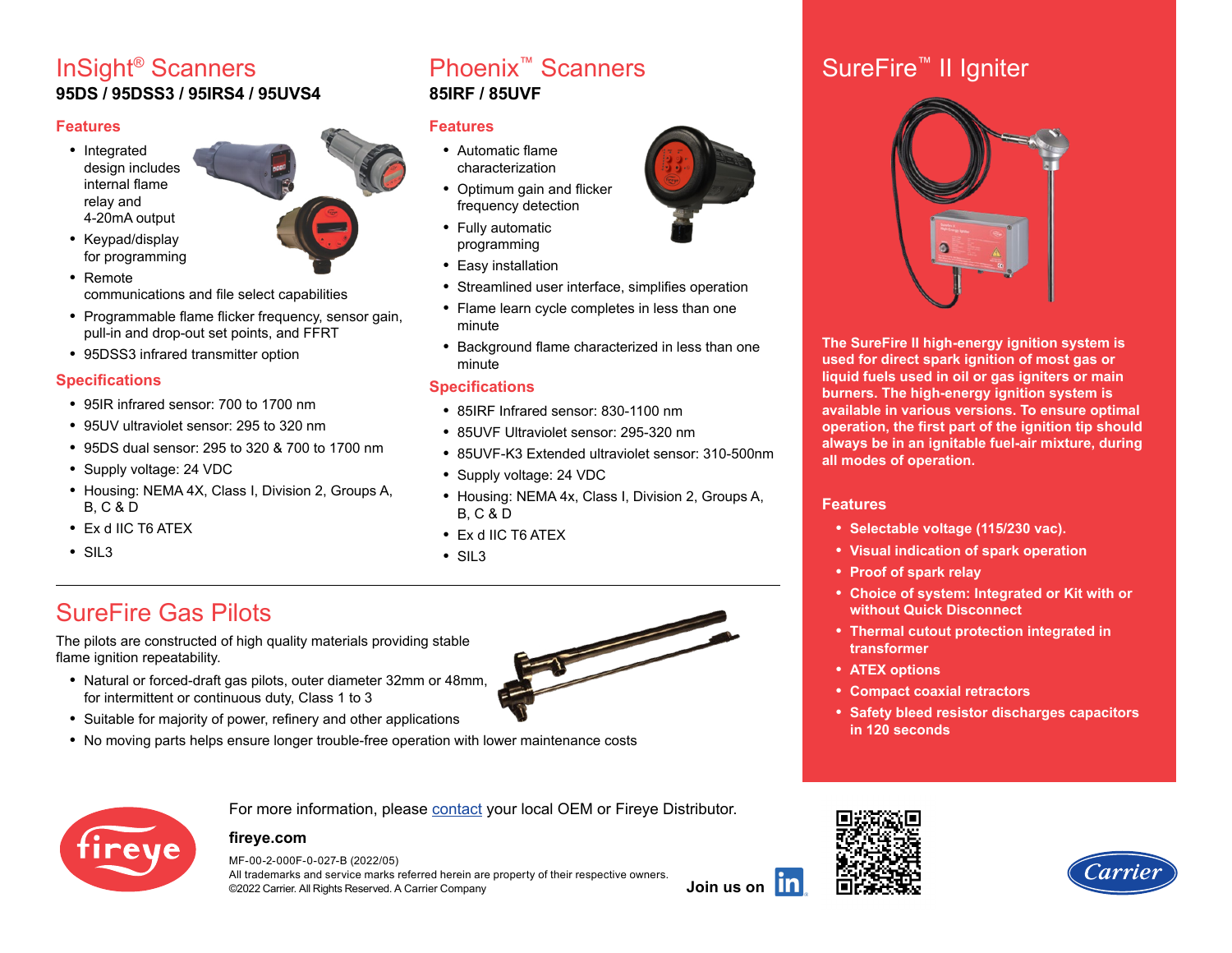## InSight® Scanners

**95DS / 95DSS3 / 95IRS4 / 95UVS4**

### Features

- Integrated design includes internal flame relay and 4-20mA output
- Keypad/display for programming
- Remote communications and file select capabilities
- Programmable flame flicker frequency, sensor gain, pull-in and drop-out set points, and FFRT
- 95DSS3 infrared transmitter option

### Specifications

- 95IR infrared sensor: 700 to 1700 nm
- 95UV ultraviolet sensor: 295 to 320 nm
- 95DS dual sensor: 295 to 320 & 700 to 1700 nm
- Supply voltage: 24 VDC
- Housing: NEMA 4X, Class I, Division 2, Groups A, B, C & D
- Ex d IIC T6 ATEX
- SIL3

## Phoenix™ Scanners

**85IRF / 85UVF**

### Features

- Automatic flame characterization
- Optimum gain and flicker frequency detection
- Fully automatic programming
- Easy installation
- Streamlined user interface, simplifies operation
- Flame learn cycle completes in less than one minute
- Background flame characterized in less than one minute

### Specifications

- 85IRF Infrared sensor: 830-1100 nm
- 85UVF Ultraviolet sensor: 295-320 nm
- 85UVF-K3 Extended ultraviolet sensor: 310-500nm
- Supply voltage: 24 VDC
- Housing: NEMA 4x, Class I, Division 2, Groups A, B, C & D
- Ex d IIC T6 ATEX
- SIL3

## SureFire Gas Pilots

The pilots are constructed of high quality materials providing stable flame ignition repeatability.

- Natural or forced-draft gas pilots, outer diameter 32mm or 48mm, for intermittent or continuous duty, Class 1 to 3
- Suitable for majority of power, refinery and other applications
- No moving parts helps ensure longer trouble-free operation with lower maintenance costs

## SureFire™ II Igniter

**The SureFire II high-energy ignition system is used for direct spark ignition of most gas or liquid fuels used in oil or gas igniters or main burners. The high-energy ignition system is available in various versions. To ensure optimal operation, the first part of the ignition tip should always be in an ignitable fuel-air mixture, during all modes of operation.**

### Features

- **Selectable voltage (115/230 vac).**
- **Visual indication of spark operation**
- **Proof of spark relay**
- **Choice of system: Integrated or Kit with or without Quick Disconnect**
- **Thermal cutout protection integrated in transformer**
- **ATEX options**
- **Compact coaxial retractors**
- **Safety bleed resistor discharges capacitors in 120 seconds**

For more information, please contact your local OEM or Fireye Distributor.

**fireye.com**

MF-00-2-000F-0-027-B (2022/05)
All trademarks and service marks referred herein are property of their respective owners.
©2022 Carrier. All Rights Reserved. A Carrier Company

**Join us on**